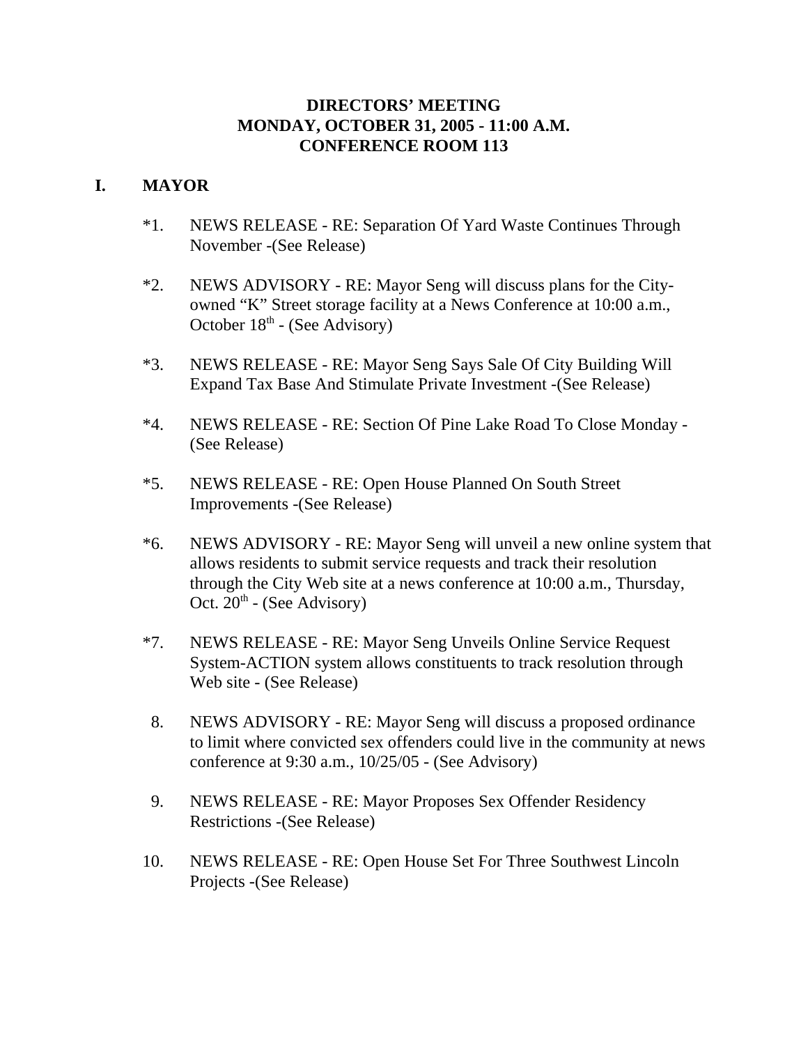# DIRECTORS' MEETING
# MONDAY, OCTOBER 31, 2005 - 11:00 A.M.
# CONFERENCE ROOM 113

## I. MAYOR

*1. NEWS RELEASE - RE: Separation Of Yard Waste Continues Through November -(See Release)

*2. NEWS ADVISORY - RE: Mayor Seng will discuss plans for the City-owned "K" Street storage facility at a News Conference at 10:00 a.m., October 18th - (See Advisory)

*3. NEWS RELEASE - RE: Mayor Seng Says Sale Of City Building Will Expand Tax Base And Stimulate Private Investment -(See Release)

*4. NEWS RELEASE - RE: Section Of Pine Lake Road To Close Monday - (See Release)

*5. NEWS RELEASE - RE: Open House Planned On South Street Improvements -(See Release)

*6. NEWS ADVISORY - RE: Mayor Seng will unveil a new online system that allows residents to submit service requests and track their resolution through the City Web site at a news conference at 10:00 a.m., Thursday, Oct. 20th - (See Advisory)

*7. NEWS RELEASE - RE: Mayor Seng Unveils Online Service Request System-ACTION system allows constituents to track resolution through Web site - (See Release)

8. NEWS ADVISORY - RE: Mayor Seng will discuss a proposed ordinance to limit where convicted sex offenders could live in the community at news conference at 9:30 a.m., 10/25/05 - (See Advisory)

9. NEWS RELEASE - RE: Mayor Proposes Sex Offender Residency Restrictions -(See Release)

10. NEWS RELEASE - RE: Open House Set For Three Southwest Lincoln Projects -(See Release)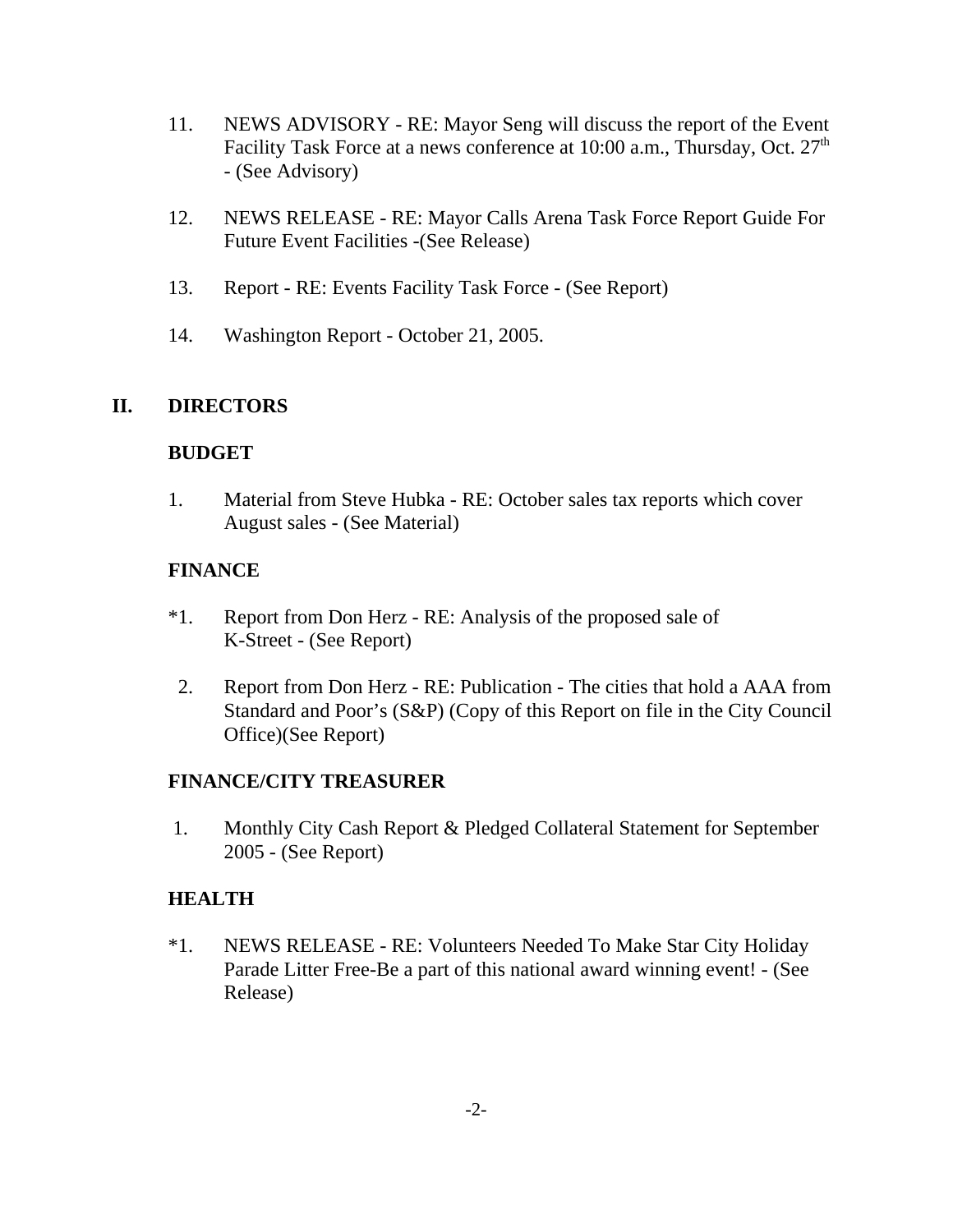11. NEWS ADVISORY - RE: Mayor Seng will discuss the report of the Event Facility Task Force at a news conference at 10:00 a.m., Thursday, Oct. 27th - (See Advisory)

12. NEWS RELEASE - RE: Mayor Calls Arena Task Force Report Guide For Future Event Facilities -(See Release)

13. Report - RE: Events Facility Task Force - (See Report)

14. Washington Report - October 21, 2005.

## II. DIRECTORS

### BUDGET

1. Material from Steve Hubka - RE: October sales tax reports which cover August sales - (See Material)

### FINANCE

*1. Report from Don Herz - RE: Analysis of the proposed sale of K-Street - (See Report)

2. Report from Don Herz - RE: Publication - The cities that hold a AAA from Standard and Poor's (S&P) (Copy of this Report on file in the City Council Office)(See Report)

### FINANCE/CITY TREASURER

1. Monthly City Cash Report & Pledged Collateral Statement for September 2005 - (See Report)

### HEALTH

*1. NEWS RELEASE - RE: Volunteers Needed To Make Star City Holiday Parade Litter Free-Be a part of this national award winning event! - (See Release)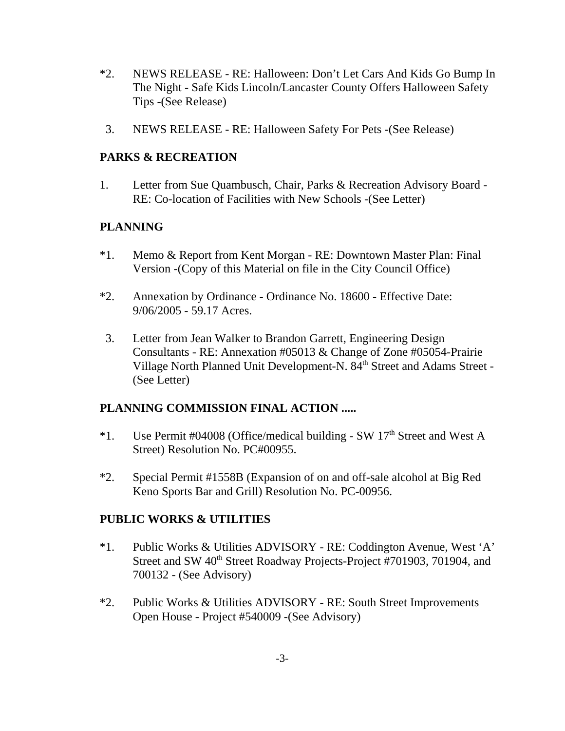*2. NEWS RELEASE - RE: Halloween: Don't Let Cars And Kids Go Bump In The Night - Safe Kids Lincoln/Lancaster County Offers Halloween Safety Tips -(See Release)

3. NEWS RELEASE - RE: Halloween Safety For Pets -(See Release)

**PARKS & RECREATION**

1. Letter from Sue Quambusch, Chair, Parks & Recreation Advisory Board - RE: Co-location of Facilities with New Schools -(See Letter)

**PLANNING**

*1. Memo & Report from Kent Morgan - RE: Downtown Master Plan: Final Version -(Copy of this Material on file in the City Council Office)

*2. Annexation by Ordinance - Ordinance No. 18600 - Effective Date: 9/06/2005 - 59.17 Acres.

3. Letter from Jean Walker to Brandon Garrett, Engineering Design Consultants - RE: Annexation #05013 & Change of Zone #05054-Prairie Village North Planned Unit Development-N. 84th Street and Adams Street - (See Letter)

**PLANNING COMMISSION FINAL ACTION .....**

*1. Use Permit #04008 (Office/medical building - SW 17th Street and West A Street) Resolution No. PC#00955.

*2. Special Permit #1558B (Expansion of on and off-sale alcohol at Big Red Keno Sports Bar and Grill) Resolution No. PC-00956.

**PUBLIC WORKS & UTILITIES**

*1. Public Works & Utilities ADVISORY - RE: Coddington Avenue, West 'A' Street and SW 40th Street Roadway Projects-Project #701903, 701904, and 700132 - (See Advisory)

*2. Public Works & Utilities ADVISORY - RE: South Street Improvements Open House - Project #540009 -(See Advisory)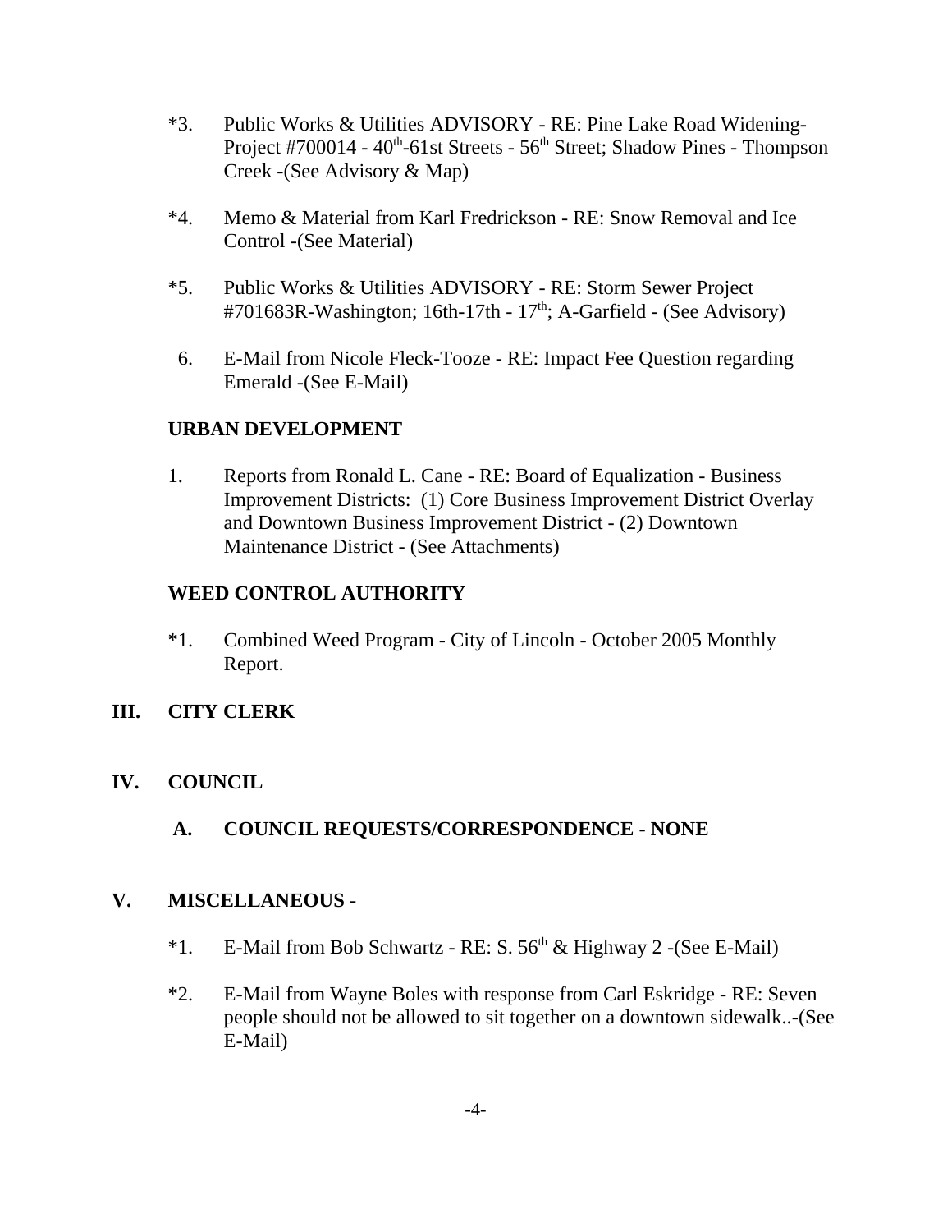*3. Public Works & Utilities ADVISORY - RE: Pine Lake Road Widening-Project #700014 - 40th-61st Streets - 56th Street; Shadow Pines - Thompson Creek -(See Advisory & Map)

*4. Memo & Material from Karl Fredrickson - RE: Snow Removal and Ice Control -(See Material)

*5. Public Works & Utilities ADVISORY - RE: Storm Sewer Project #701683R-Washington; 16th-17th - 17th; A-Garfield - (See Advisory)

6. E-Mail from Nicole Fleck-Tooze - RE: Impact Fee Question regarding Emerald -(See E-Mail)

**URBAN DEVELOPMENT**

1. Reports from Ronald L. Cane - RE: Board of Equalization - Business Improvement Districts: (1) Core Business Improvement District Overlay and Downtown Business Improvement District - (2) Downtown Maintenance District - (See Attachments)

**WEED CONTROL AUTHORITY**

*1. Combined Weed Program - City of Lincoln - October 2005 Monthly Report.

## III. CITY CLERK

## IV. COUNCIL

### A. COUNCIL REQUESTS/CORRESPONDENCE - NONE

## V. MISCELLANEOUS -

*1. E-Mail from Bob Schwartz - RE: S. 56th & Highway 2 -(See E-Mail)

*2. E-Mail from Wayne Boles with response from Carl Eskridge - RE: Seven people should not be allowed to sit together on a downtown sidewalk..-(See E-Mail)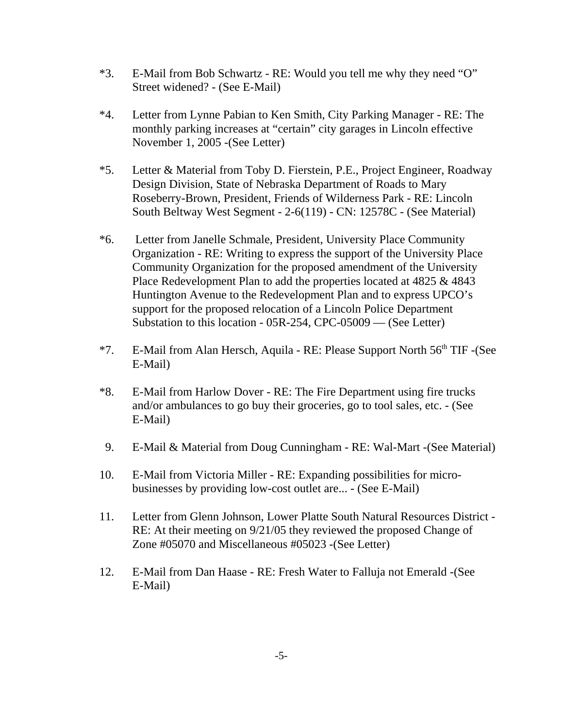*3. E-Mail from Bob Schwartz - RE: Would you tell me why they need "O" Street widened? - (See E-Mail)

*4. Letter from Lynne Pabian to Ken Smith, City Parking Manager - RE: The monthly parking increases at "certain" city garages in Lincoln effective November 1, 2005 -(See Letter)

*5. Letter & Material from Toby D. Fierstein, P.E., Project Engineer, Roadway Design Division, State of Nebraska Department of Roads to Mary Roseberry-Brown, President, Friends of Wilderness Park - RE: Lincoln South Beltway West Segment - 2-6(119) - CN: 12578C - (See Material)

*6. Letter from Janelle Schmale, President, University Place Community Organization - RE: Writing to express the support of the University Place Community Organization for the proposed amendment of the University Place Redevelopment Plan to add the properties located at 4825 & 4843 Huntington Avenue to the Redevelopment Plan and to express UPCO's support for the proposed relocation of a Lincoln Police Department Substation to this location - 05R-254, CPC-05009 — (See Letter)

*7. E-Mail from Alan Hersch, Aquila - RE: Please Support North 56th TIF -(See E-Mail)

*8. E-Mail from Harlow Dover - RE: The Fire Department using fire trucks and/or ambulances to go buy their groceries, go to tool sales, etc. - (See E-Mail)

9. E-Mail & Material from Doug Cunningham - RE: Wal-Mart -(See Material)

10. E-Mail from Victoria Miller - RE: Expanding possibilities for micro-businesses by providing low-cost outlet are... - (See E-Mail)

11. Letter from Glenn Johnson, Lower Platte South Natural Resources District - RE: At their meeting on 9/21/05 they reviewed the proposed Change of Zone #05070 and Miscellaneous #05023 -(See Letter)

12. E-Mail from Dan Haase - RE: Fresh Water to Falluja not Emerald -(See E-Mail)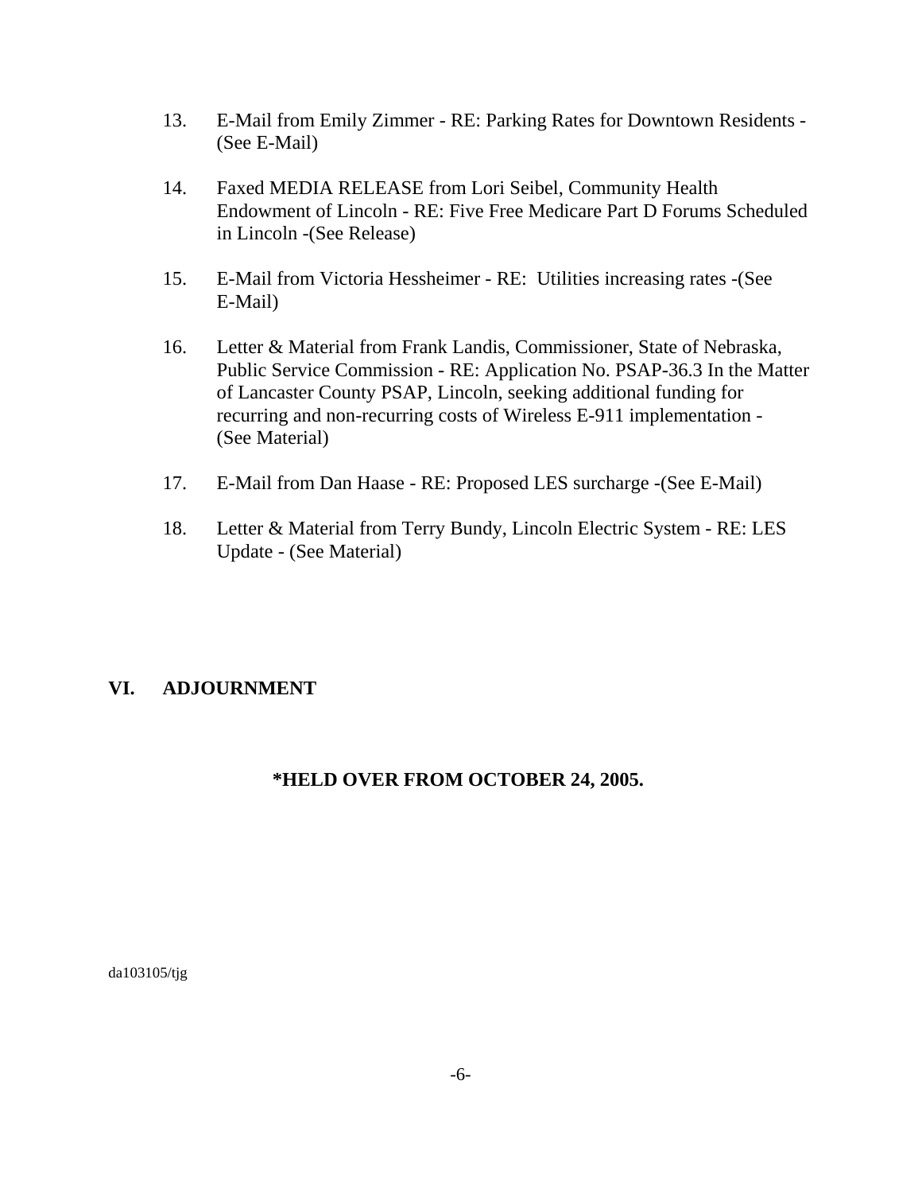13. E-Mail from Emily Zimmer - RE: Parking Rates for Downtown Residents - (See E-Mail)

14. Faxed MEDIA RELEASE from Lori Seibel, Community Health Endowment of Lincoln - RE: Five Free Medicare Part D Forums Scheduled in Lincoln -(See Release)

15. E-Mail from Victoria Hessheimer - RE: Utilities increasing rates -(See E-Mail)

16. Letter & Material from Frank Landis, Commissioner, State of Nebraska, Public Service Commission - RE: Application No. PSAP-36.3 In the Matter of Lancaster County PSAP, Lincoln, seeking additional funding for recurring and non-recurring costs of Wireless E-911 implementation - (See Material)

17. E-Mail from Dan Haase - RE: Proposed LES surcharge -(See E-Mail)

18. Letter & Material from Terry Bundy, Lincoln Electric System - RE: LES Update - (See Material)

## VI. ADJOURNMENT

**\*HELD OVER FROM OCTOBER 24, 2005.**

da103105/tjg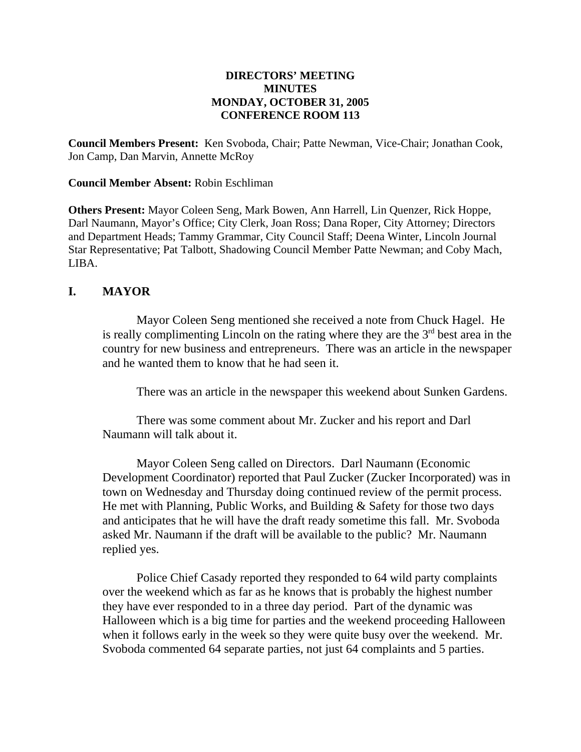**DIRECTORS' MEETING**
**MINUTES**
**MONDAY, OCTOBER 31, 2005**
**CONFERENCE ROOM 113**

**Council Members Present:** Ken Svoboda, Chair; Patte Newman, Vice-Chair; Jonathan Cook, Jon Camp, Dan Marvin, Annette McRoy

**Council Member Absent:** Robin Eschliman

**Others Present:** Mayor Coleen Seng, Mark Bowen, Ann Harrell, Lin Quenzer, Rick Hoppe, Darl Naumann, Mayor's Office; City Clerk, Joan Ross; Dana Roper, City Attorney; Directors and Department Heads; Tammy Grammar, City Council Staff; Deena Winter, Lincoln Journal Star Representative; Pat Talbott, Shadowing Council Member Patte Newman; and Coby Mach, LIBA.

## I. MAYOR

Mayor Coleen Seng mentioned she received a note from Chuck Hagel. He is really complimenting Lincoln on the rating where they are the 3rd best area in the country for new business and entrepreneurs. There was an article in the newspaper and he wanted them to know that he had seen it.

There was an article in the newspaper this weekend about Sunken Gardens.

There was some comment about Mr. Zucker and his report and Darl Naumann will talk about it.

Mayor Coleen Seng called on Directors. Darl Naumann (Economic Development Coordinator) reported that Paul Zucker (Zucker Incorporated) was in town on Wednesday and Thursday doing continued review of the permit process. He met with Planning, Public Works, and Building & Safety for those two days and anticipates that he will have the draft ready sometime this fall. Mr. Svoboda asked Mr. Naumann if the draft will be available to the public? Mr. Naumann replied yes.

Police Chief Casady reported they responded to 64 wild party complaints over the weekend which as far as he knows that is probably the highest number they have ever responded to in a three day period. Part of the dynamic was Halloween which is a big time for parties and the weekend proceeding Halloween when it follows early in the week so they were quite busy over the weekend. Mr. Svoboda commented 64 separate parties, not just 64 complaints and 5 parties.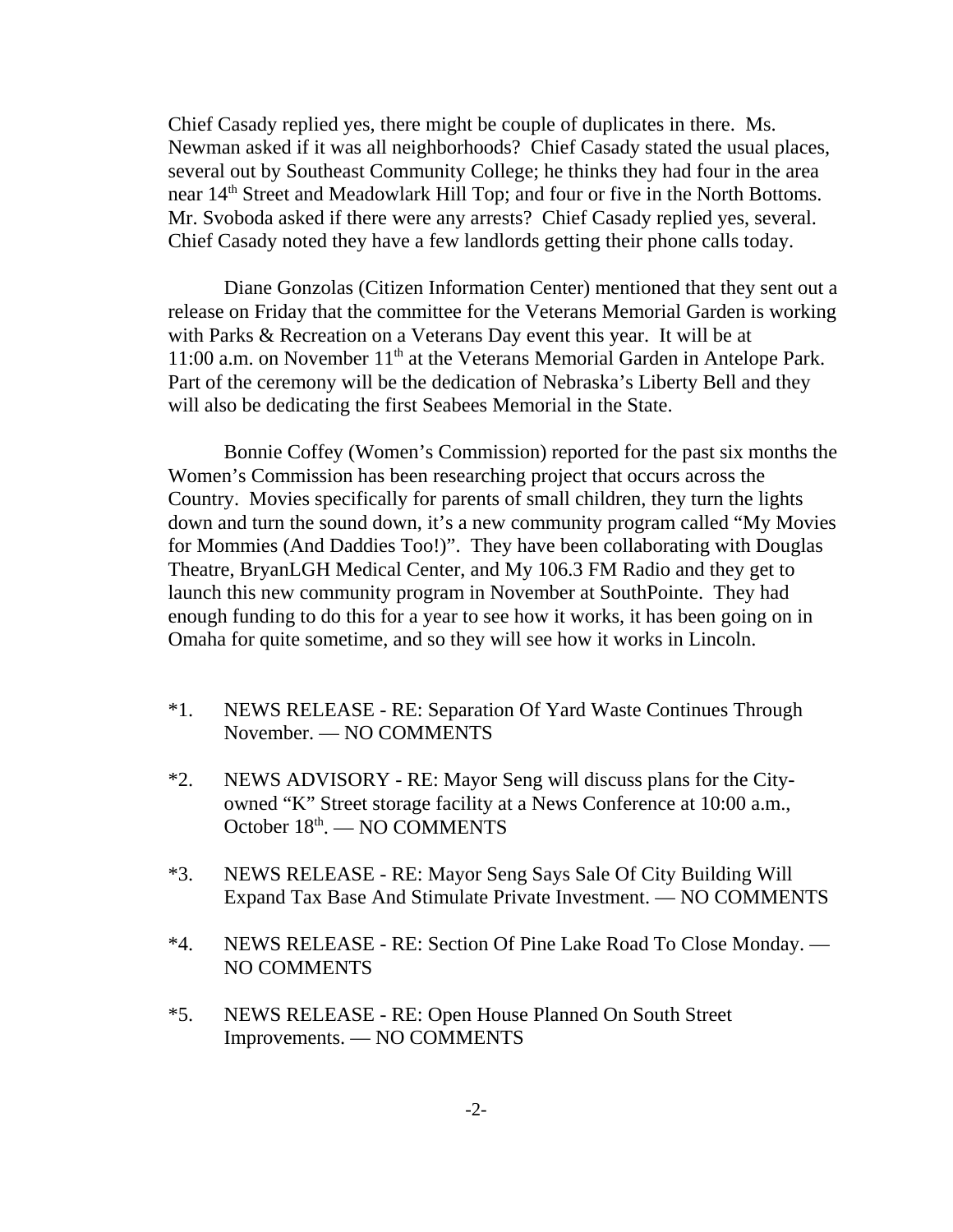Chief Casady replied yes, there might be couple of duplicates in there. Ms. Newman asked if it was all neighborhoods? Chief Casady stated the usual places, several out by Southeast Community College; he thinks they had four in the area near 14th Street and Meadowlark Hill Top; and four or five in the North Bottoms. Mr. Svoboda asked if there were any arrests? Chief Casady replied yes, several. Chief Casady noted they have a few landlords getting their phone calls today.

Diane Gonzolas (Citizen Information Center) mentioned that they sent out a release on Friday that the committee for the Veterans Memorial Garden is working with Parks & Recreation on a Veterans Day event this year. It will be at 11:00 a.m. on November 11th at the Veterans Memorial Garden in Antelope Park. Part of the ceremony will be the dedication of Nebraska's Liberty Bell and they will also be dedicating the first Seabees Memorial in the State.

Bonnie Coffey (Women's Commission) reported for the past six months the Women's Commission has been researching project that occurs across the Country. Movies specifically for parents of small children, they turn the lights down and turn the sound down, it's a new community program called "My Movies for Mommies (And Daddies Too!)". They have been collaborating with Douglas Theatre, BryanLGH Medical Center, and My 106.3 FM Radio and they get to launch this new community program in November at SouthPointe. They had enough funding to do this for a year to see how it works, it has been going on in Omaha for quite sometime, and so they will see how it works in Lincoln.

*1. NEWS RELEASE - RE: Separation Of Yard Waste Continues Through November. — NO COMMENTS

*2. NEWS ADVISORY - RE: Mayor Seng will discuss plans for the City-owned "K" Street storage facility at a News Conference at 10:00 a.m., October 18th. — NO COMMENTS

*3. NEWS RELEASE - RE: Mayor Seng Says Sale Of City Building Will Expand Tax Base And Stimulate Private Investment. — NO COMMENTS

*4. NEWS RELEASE - RE: Section Of Pine Lake Road To Close Monday. — NO COMMENTS

*5. NEWS RELEASE - RE: Open House Planned On South Street Improvements. — NO COMMENTS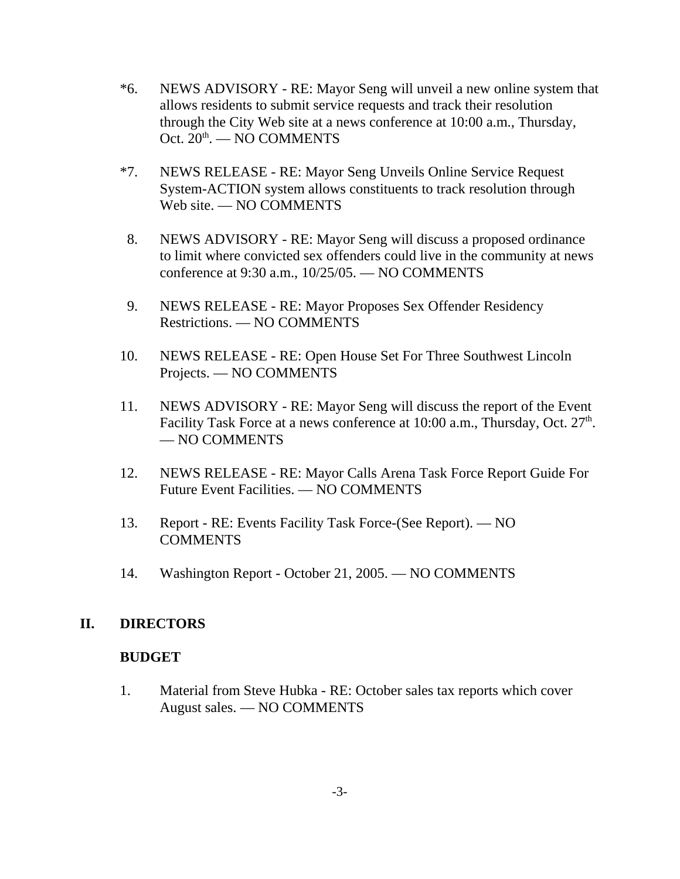*6. NEWS ADVISORY - RE: Mayor Seng will unveil a new online system that allows residents to submit service requests and track their resolution through the City Web site at a news conference at 10:00 a.m., Thursday, Oct. 20th. — NO COMMENTS

*7. NEWS RELEASE - RE: Mayor Seng Unveils Online Service Request System-ACTION system allows constituents to track resolution through Web site. — NO COMMENTS

8. NEWS ADVISORY - RE: Mayor Seng will discuss a proposed ordinance to limit where convicted sex offenders could live in the community at news conference at 9:30 a.m., 10/25/05. — NO COMMENTS

9. NEWS RELEASE - RE: Mayor Proposes Sex Offender Residency Restrictions. — NO COMMENTS

10. NEWS RELEASE - RE: Open House Set For Three Southwest Lincoln Projects. — NO COMMENTS

11. NEWS ADVISORY - RE: Mayor Seng will discuss the report of the Event Facility Task Force at a news conference at 10:00 a.m., Thursday, Oct. 27th. — NO COMMENTS

12. NEWS RELEASE - RE: Mayor Calls Arena Task Force Report Guide For Future Event Facilities. — NO COMMENTS

13. Report - RE: Events Facility Task Force-(See Report). — NO COMMENTS

14. Washington Report - October 21, 2005. — NO COMMENTS

## II. DIRECTORS

### BUDGET

1. Material from Steve Hubka - RE: October sales tax reports which cover August sales. — NO COMMENTS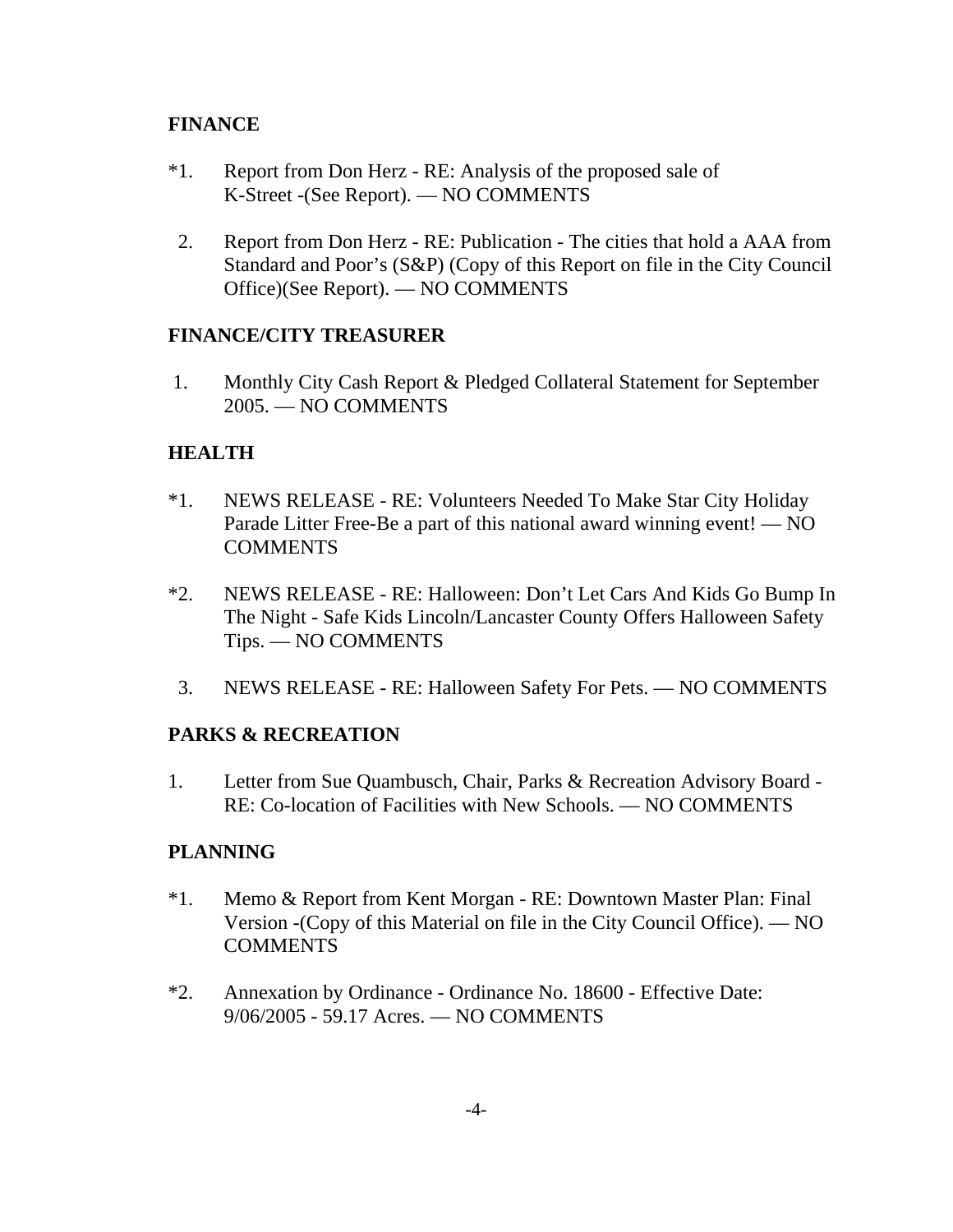**FINANCE**

*1. Report from Don Herz - RE: Analysis of the proposed sale of K-Street -(See Report). — NO COMMENTS

2. Report from Don Herz - RE: Publication - The cities that hold a AAA from Standard and Poor's (S&P) (Copy of this Report on file in the City Council Office)(See Report). — NO COMMENTS

**FINANCE/CITY TREASURER**

1. Monthly City Cash Report & Pledged Collateral Statement for September 2005. — NO COMMENTS

**HEALTH**

*1. NEWS RELEASE - RE: Volunteers Needed To Make Star City Holiday Parade Litter Free-Be a part of this national award winning event! — NO COMMENTS

*2. NEWS RELEASE - RE: Halloween: Don't Let Cars And Kids Go Bump In The Night - Safe Kids Lincoln/Lancaster County Offers Halloween Safety Tips. — NO COMMENTS

3. NEWS RELEASE - RE: Halloween Safety For Pets. — NO COMMENTS

**PARKS & RECREATION**

1. Letter from Sue Quambusch, Chair, Parks & Recreation Advisory Board - RE: Co-location of Facilities with New Schools. — NO COMMENTS

**PLANNING**

*1. Memo & Report from Kent Morgan - RE: Downtown Master Plan: Final Version -(Copy of this Material on file in the City Council Office). — NO COMMENTS

*2. Annexation by Ordinance - Ordinance No. 18600 - Effective Date: 9/06/2005 - 59.17 Acres. — NO COMMENTS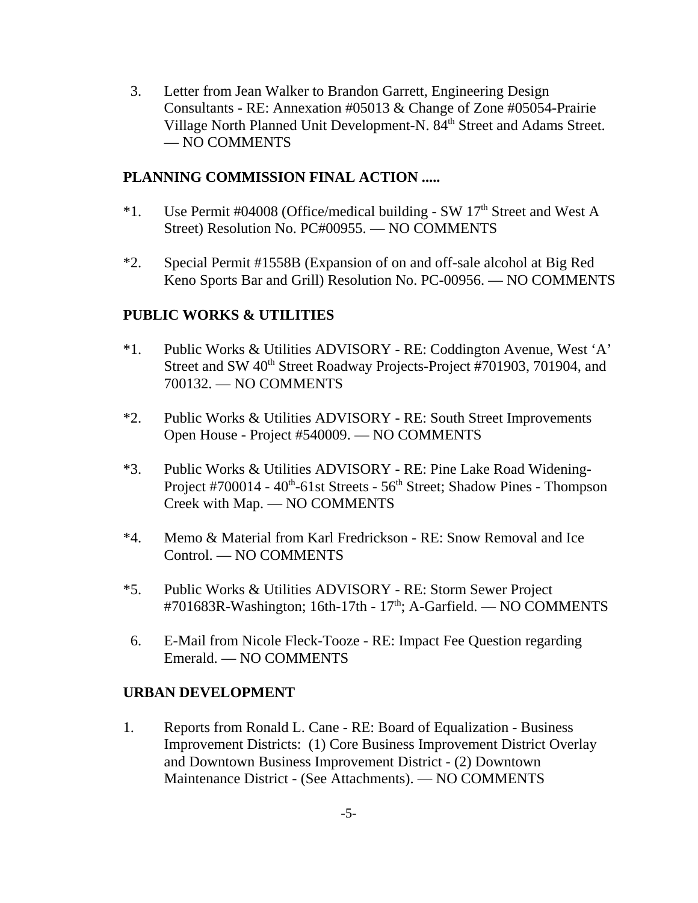3. Letter from Jean Walker to Brandon Garrett, Engineering Design Consultants - RE: Annexation #05013 & Change of Zone #05054-Prairie Village North Planned Unit Development-N. 84th Street and Adams Street. — NO COMMENTS

## PLANNING COMMISSION FINAL ACTION .....

*1. Use Permit #04008 (Office/medical building - SW 17th Street and West A Street) Resolution No. PC#00955. — NO COMMENTS

*2. Special Permit #1558B (Expansion of on and off-sale alcohol at Big Red Keno Sports Bar and Grill) Resolution No. PC-00956. — NO COMMENTS

## PUBLIC WORKS & UTILITIES

*1. Public Works & Utilities ADVISORY - RE: Coddington Avenue, West 'A' Street and SW 40th Street Roadway Projects-Project #701903, 701904, and 700132. — NO COMMENTS

*2. Public Works & Utilities ADVISORY - RE: South Street Improvements Open House - Project #540009. — NO COMMENTS

*3. Public Works & Utilities ADVISORY - RE: Pine Lake Road Widening-Project #700014 - 40th-61st Streets - 56th Street; Shadow Pines - Thompson Creek with Map. — NO COMMENTS

*4. Memo & Material from Karl Fredrickson - RE: Snow Removal and Ice Control. — NO COMMENTS

*5. Public Works & Utilities ADVISORY - RE: Storm Sewer Project #701683R-Washington; 16th-17th - 17th; A-Garfield. — NO COMMENTS

6. E-Mail from Nicole Fleck-Tooze - RE: Impact Fee Question regarding Emerald. — NO COMMENTS

## URBAN DEVELOPMENT

1. Reports from Ronald L. Cane - RE: Board of Equalization - Business Improvement Districts: (1) Core Business Improvement District Overlay and Downtown Business Improvement District - (2) Downtown Maintenance District - (See Attachments). — NO COMMENTS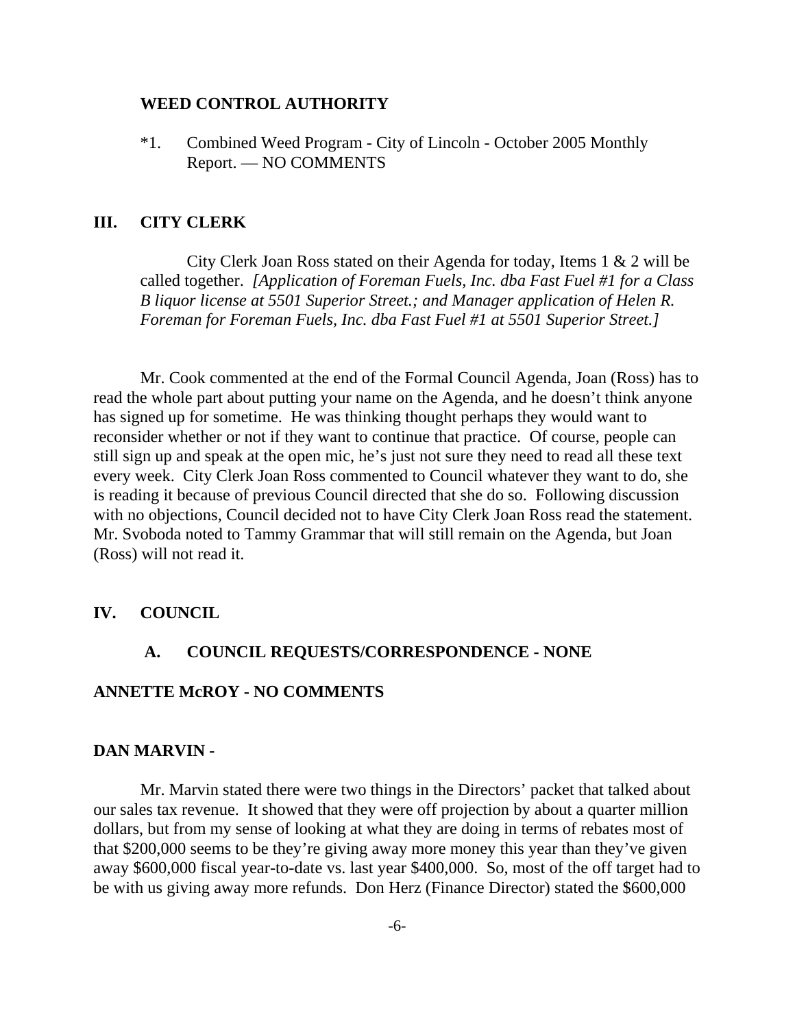**WEED CONTROL AUTHORITY**

*1. Combined Weed Program - City of Lincoln - October 2005 Monthly Report. — NO COMMENTS

## III. CITY CLERK

City Clerk Joan Ross stated on their Agenda for today, Items 1 & 2 will be called together. *[Application of Foreman Fuels, Inc. dba Fast Fuel #1 for a Class B liquor license at 5501 Superior Street.; and Manager application of Helen R. Foreman for Foreman Fuels, Inc. dba Fast Fuel #1 at 5501 Superior Street.]*

Mr. Cook commented at the end of the Formal Council Agenda, Joan (Ross) has to read the whole part about putting your name on the Agenda, and he doesn't think anyone has signed up for sometime. He was thinking thought perhaps they would want to reconsider whether or not if they want to continue that practice. Of course, people can still sign up and speak at the open mic, he's just not sure they need to read all these text every week. City Clerk Joan Ross commented to Council whatever they want to do, she is reading it because of previous Council directed that she do so. Following discussion with no objections, Council decided not to have City Clerk Joan Ross read the statement. Mr. Svoboda noted to Tammy Grammar that will still remain on the Agenda, but Joan (Ross) will not read it.

## IV. COUNCIL

### A. COUNCIL REQUESTS/CORRESPONDENCE - NONE

**ANNETTE McROY - NO COMMENTS**

**DAN MARVIN -**

Mr. Marvin stated there were two things in the Directors' packet that talked about our sales tax revenue. It showed that they were off projection by about a quarter million dollars, but from my sense of looking at what they are doing in terms of rebates most of that $200,000 seems to be they're giving away more money this year than they've given away $600,000 fiscal year-to-date vs. last year $400,000. So, most of the off target had to be with us giving away more refunds. Don Herz (Finance Director) stated the $600,000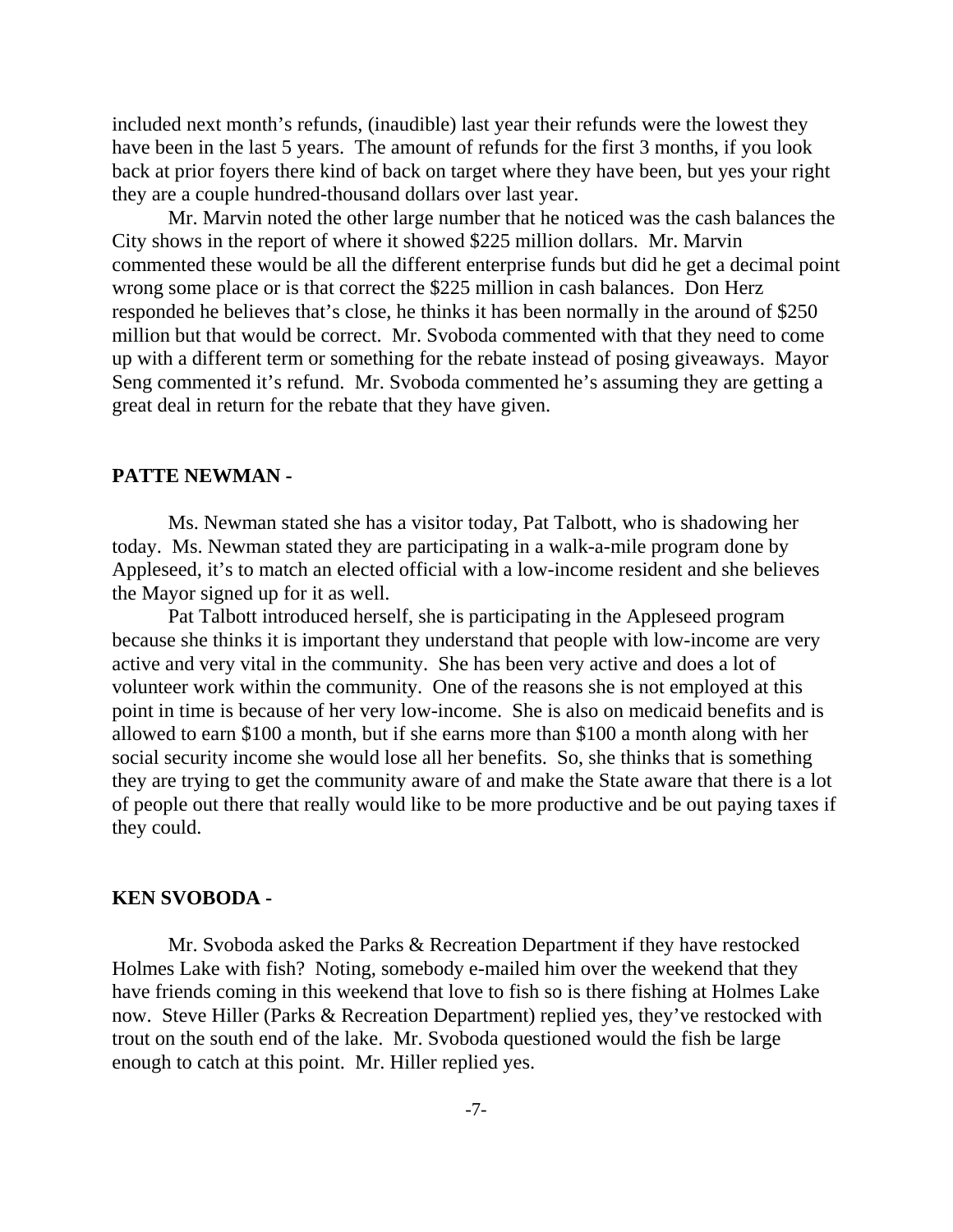included next month's refunds, (inaudible) last year their refunds were the lowest they have been in the last 5 years. The amount of refunds for the first 3 months, if you look back at prior foyers there kind of back on target where they have been, but yes your right they are a couple hundred-thousand dollars over last year.

Mr. Marvin noted the other large number that he noticed was the cash balances the City shows in the report of where it showed $225 million dollars. Mr. Marvin commented these would be all the different enterprise funds but did he get a decimal point wrong some place or is that correct the $225 million in cash balances. Don Herz responded he believes that's close, he thinks it has been normally in the around of $250 million but that would be correct. Mr. Svoboda commented with that they need to come up with a different term or something for the rebate instead of posing giveaways. Mayor Seng commented it's refund. Mr. Svoboda commented he's assuming they are getting a great deal in return for the rebate that they have given.

**PATTE NEWMAN -**

Ms. Newman stated she has a visitor today, Pat Talbott, who is shadowing her today. Ms. Newman stated they are participating in a walk-a-mile program done by Appleseed, it's to match an elected official with a low-income resident and she believes the Mayor signed up for it as well.

Pat Talbott introduced herself, she is participating in the Appleseed program because she thinks it is important they understand that people with low-income are very active and very vital in the community. She has been very active and does a lot of volunteer work within the community. One of the reasons she is not employed at this point in time is because of her very low-income. She is also on medicaid benefits and is allowed to earn $100 a month, but if she earns more than $100 a month along with her social security income she would lose all her benefits. So, she thinks that is something they are trying to get the community aware of and make the State aware that there is a lot of people out there that really would like to be more productive and be out paying taxes if they could.

**KEN SVOBODA -**

Mr. Svoboda asked the Parks & Recreation Department if they have restocked Holmes Lake with fish? Noting, somebody e-mailed him over the weekend that they have friends coming in this weekend that love to fish so is there fishing at Holmes Lake now. Steve Hiller (Parks & Recreation Department) replied yes, they've restocked with trout on the south end of the lake. Mr. Svoboda questioned would the fish be large enough to catch at this point. Mr. Hiller replied yes.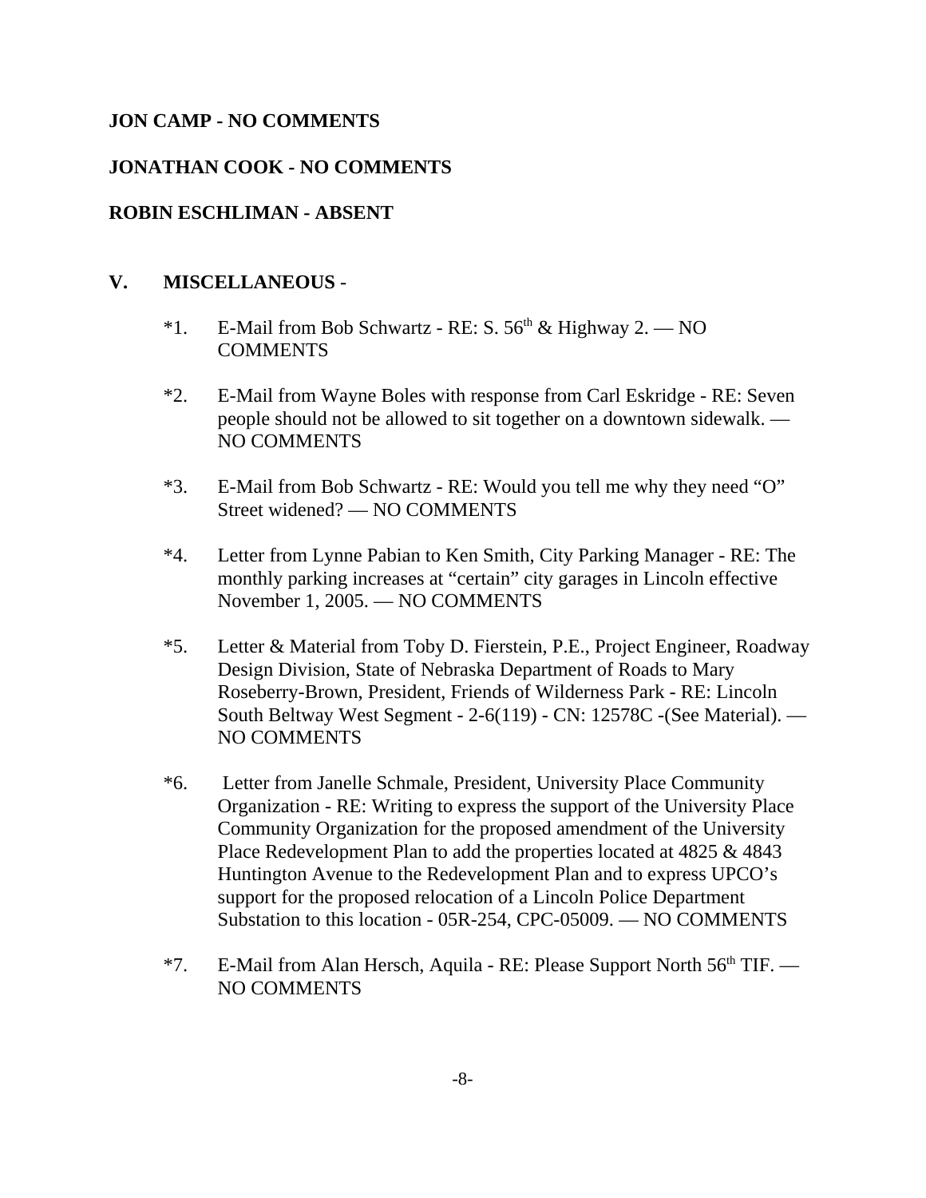**JON CAMP - NO COMMENTS**

**JONATHAN COOK - NO COMMENTS**

**ROBIN ESCHLIMAN - ABSENT**

## V. MISCELLANEOUS -

*1. E-Mail from Bob Schwartz - RE: S. 56th & Highway 2. — NO COMMENTS

*2. E-Mail from Wayne Boles with response from Carl Eskridge - RE: Seven people should not be allowed to sit together on a downtown sidewalk. — NO COMMENTS

*3. E-Mail from Bob Schwartz - RE: Would you tell me why they need "O" Street widened? — NO COMMENTS

*4. Letter from Lynne Pabian to Ken Smith, City Parking Manager - RE: The monthly parking increases at "certain" city garages in Lincoln effective November 1, 2005. — NO COMMENTS

*5. Letter & Material from Toby D. Fierstein, P.E., Project Engineer, Roadway Design Division, State of Nebraska Department of Roads to Mary Roseberry-Brown, President, Friends of Wilderness Park - RE: Lincoln South Beltway West Segment - 2-6(119) - CN: 12578C -(See Material). — NO COMMENTS

*6. Letter from Janelle Schmale, President, University Place Community Organization - RE: Writing to express the support of the University Place Community Organization for the proposed amendment of the University Place Redevelopment Plan to add the properties located at 4825 & 4843 Huntington Avenue to the Redevelopment Plan and to express UPCO's support for the proposed relocation of a Lincoln Police Department Substation to this location - 05R-254, CPC-05009. — NO COMMENTS

*7. E-Mail from Alan Hersch, Aquila - RE: Please Support North 56th TIF. — NO COMMENTS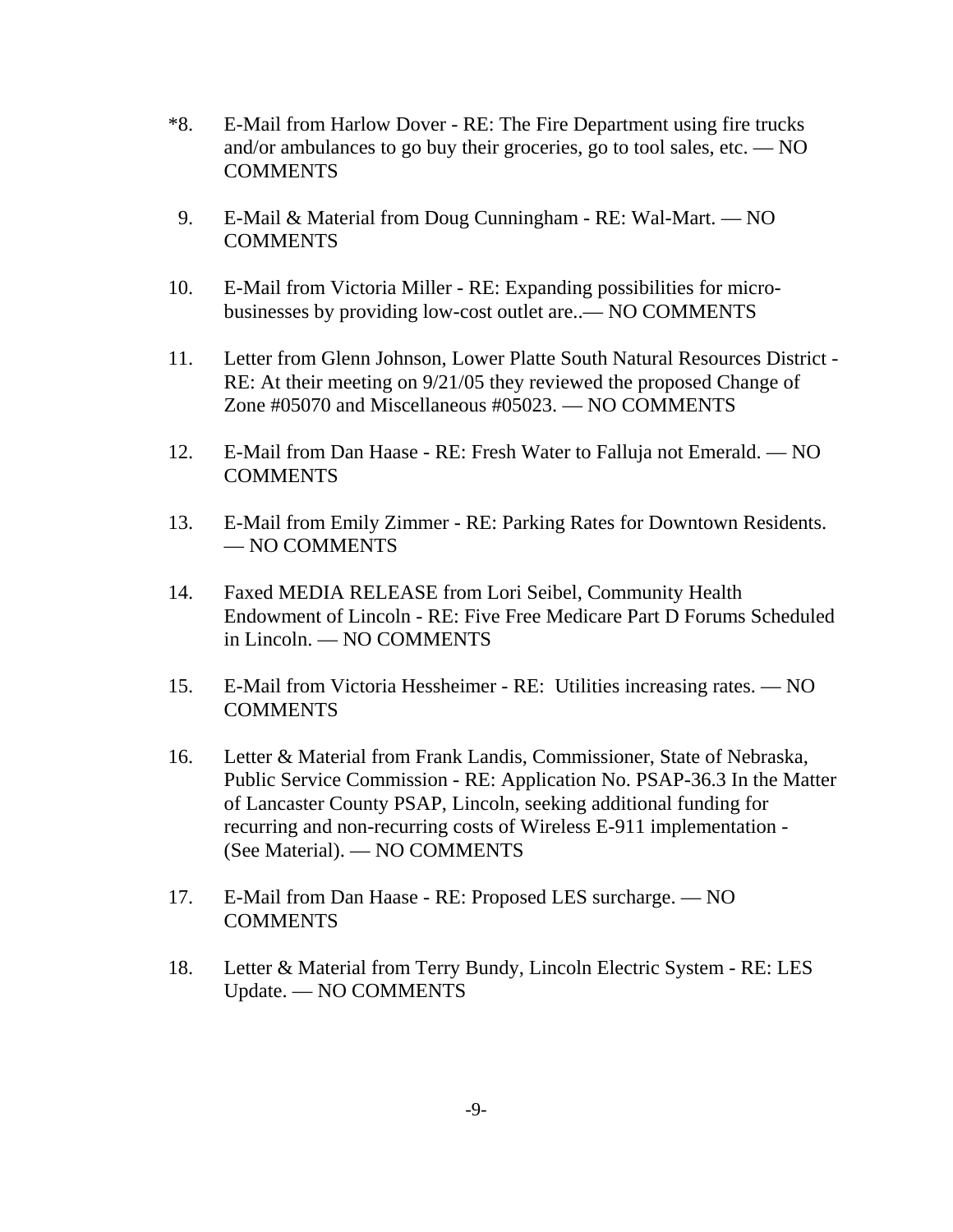*8. E-Mail from Harlow Dover - RE: The Fire Department using fire trucks and/or ambulances to go buy their groceries, go to tool sales, etc. — NO COMMENTS

9. E-Mail & Material from Doug Cunningham - RE: Wal-Mart. — NO COMMENTS

10. E-Mail from Victoria Miller - RE: Expanding possibilities for micro-businesses by providing low-cost outlet are..— NO COMMENTS

11. Letter from Glenn Johnson, Lower Platte South Natural Resources District - RE: At their meeting on 9/21/05 they reviewed the proposed Change of Zone #05070 and Miscellaneous #05023. — NO COMMENTS

12. E-Mail from Dan Haase - RE: Fresh Water to Falluja not Emerald. — NO COMMENTS

13. E-Mail from Emily Zimmer - RE: Parking Rates for Downtown Residents. — NO COMMENTS

14. Faxed MEDIA RELEASE from Lori Seibel, Community Health Endowment of Lincoln - RE: Five Free Medicare Part D Forums Scheduled in Lincoln. — NO COMMENTS

15. E-Mail from Victoria Hessheimer - RE: Utilities increasing rates. — NO COMMENTS

16. Letter & Material from Frank Landis, Commissioner, State of Nebraska, Public Service Commission - RE: Application No. PSAP-36.3 In the Matter of Lancaster County PSAP, Lincoln, seeking additional funding for recurring and non-recurring costs of Wireless E-911 implementation - (See Material). — NO COMMENTS

17. E-Mail from Dan Haase - RE: Proposed LES surcharge. — NO COMMENTS

18. Letter & Material from Terry Bundy, Lincoln Electric System - RE: LES Update. — NO COMMENTS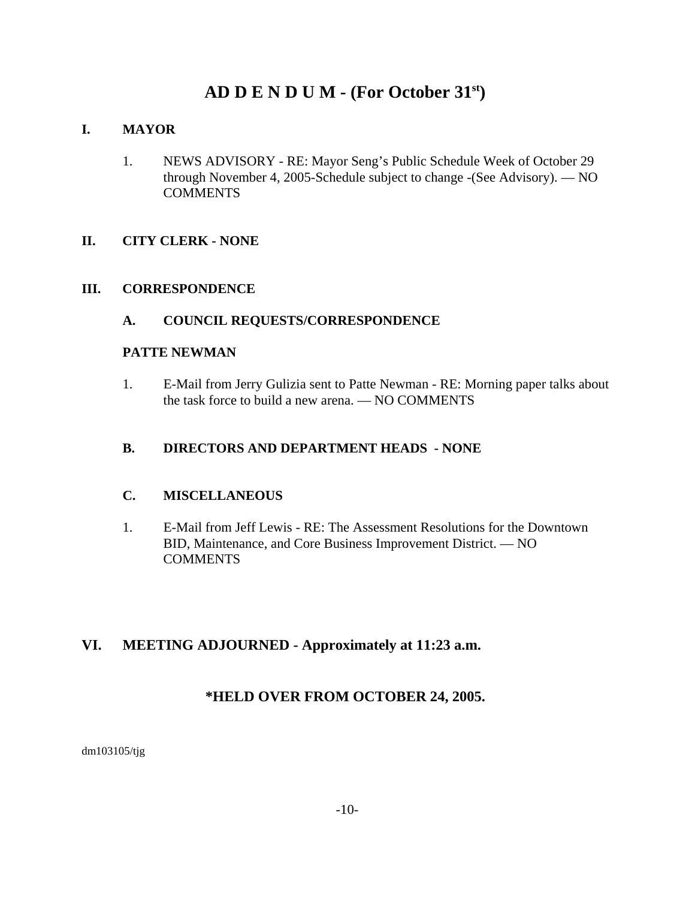# AD D E N D U M - (For October 31st)

## I. MAYOR

1. NEWS ADVISORY - RE: Mayor Seng's Public Schedule Week of October 29 through November 4, 2005-Schedule subject to change -(See Advisory). — NO COMMENTS

## II. CITY CLERK - NONE

## III. CORRESPONDENCE

### A. COUNCIL REQUESTS/CORRESPONDENCE

**PATTE NEWMAN**

1. E-Mail from Jerry Gulizia sent to Patte Newman - RE: Morning paper talks about the task force to build a new arena. — NO COMMENTS

### B. DIRECTORS AND DEPARTMENT HEADS - NONE

### C. MISCELLANEOUS

1. E-Mail from Jeff Lewis - RE: The Assessment Resolutions for the Downtown BID, Maintenance, and Core Business Improvement District. — NO COMMENTS

## VI. MEETING ADJOURNED - Approximately at 11:23 a.m.

**\*HELD OVER FROM OCTOBER 24, 2005.**

dm103105/tjg